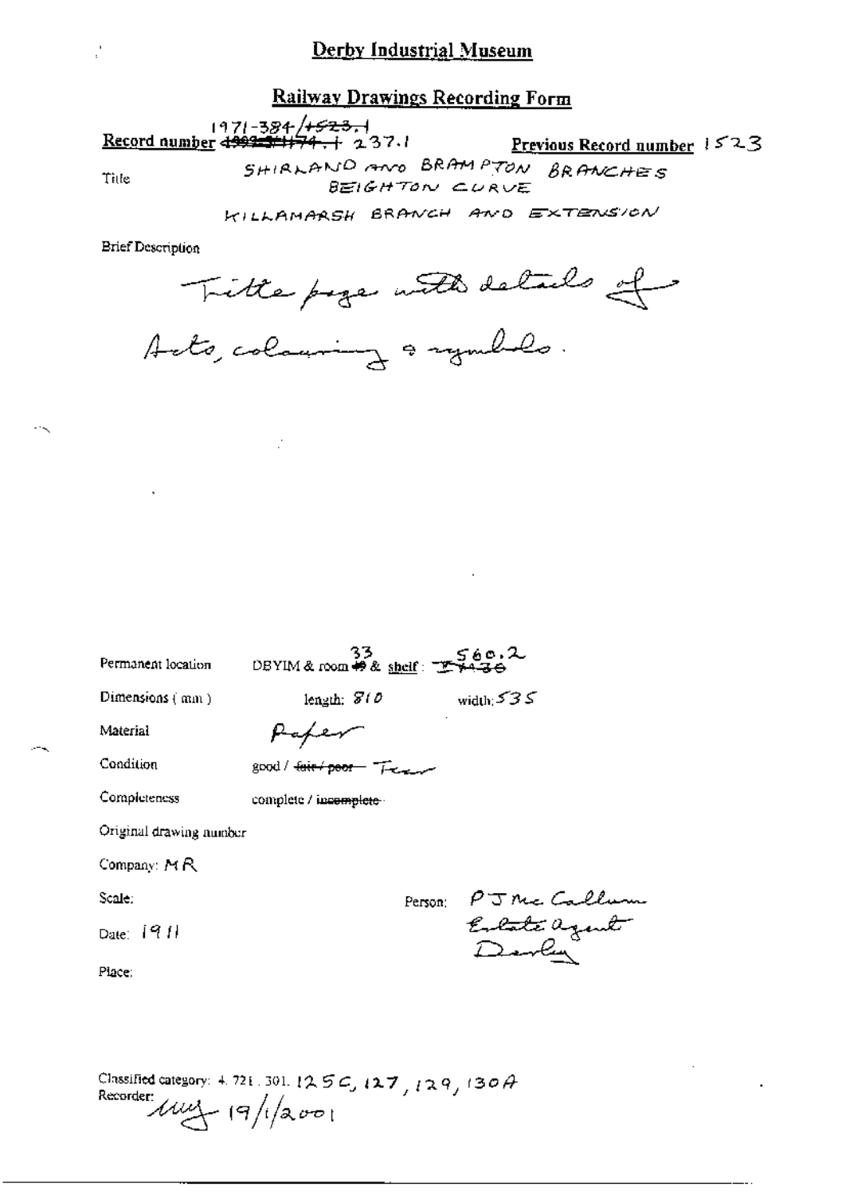# Derby Industrial Museum

## Railway Drawings Recording Form

**Record number** 1971-384/~~1523.1~~ ~~1993-5/1174.1~~ 237.1

**Previous Record number** 1523

Title: SHIRLAND AND BRAMPTON BRANCHES
BEIGHTON CURVE
KILLAMARSH BRANCH AND EXTENSION

Brief Description

Title page with details of Acts, colouring & symbols.

Permanent location: DBYIM & room ~~49~~ 33 & shelf: ~~T1430~~ 560.2

Dimensions (mm): length: 810 width: 535

Material: Paper

Condition: good / ~~fair / poor~~ Tear

Completeness: complete / ~~incomplete~~

Original drawing number

Company: MR

Scale:

Person: PJ McCallum Estate agent Derby

Date: 1911

Place:

Classified category: 4. 721. 301. 125C, 127, 129, 130A

Recorder: my 19/1/2001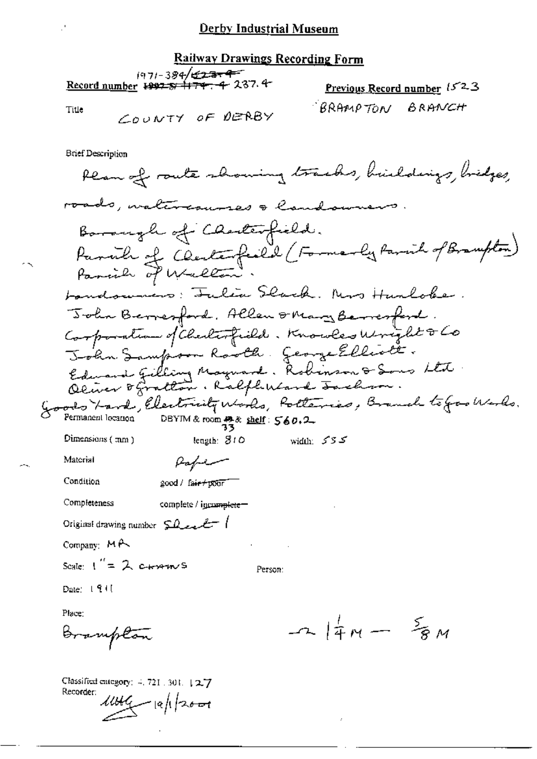# Derby Industrial Museum

## Railway Drawings Recording Form

Record number ~~1997-5/1174.~~ 4 237.4 1971-384/~~1523.4~~

Previous Record number 1523

Title COUNTY OF DERBY BRAMPTON BRANCH

Brief Description

Plan of route showing tracks, buildings, bridges, roads, watercourses & landowners.
Borough of Chesterfield.
Parish of Chesterfield (Formerly Parish of Brampton)
Parish of Walton.
Landowners: Julia Slack. Mrs Hunloke.
John Beresford. Allen & Mary Beresford.
Corporation of Chesterfield. Knowles Wright & Co
John Sampson Rooth. George Elliott.
Edward Gilling Maynard. Robinson & Sons Ltd
Oliver & Gratton. Ralph Ward Jackson.
Goods Yard, Electricity Works, Potteries, Branch to Gas Works.

Permanent location DBYIM & room ~~49~~ 33 & shelf: 560.2

Dimensions (mm) length: 810 width: 535

Material Paper

Condition good / ~~fair / poor~~

Completeness complete / ~~incomplete~~

Original drawing number Sheet 1

Company: MR

Scale: 1" = 2 chains

Person:

Date: 1911

Place:

Brampton

$-2\ 1\frac{1}{4}M - \frac{5}{8}M$

Classified category: 4.721.301.127

Recorder: MHG 19/1/2001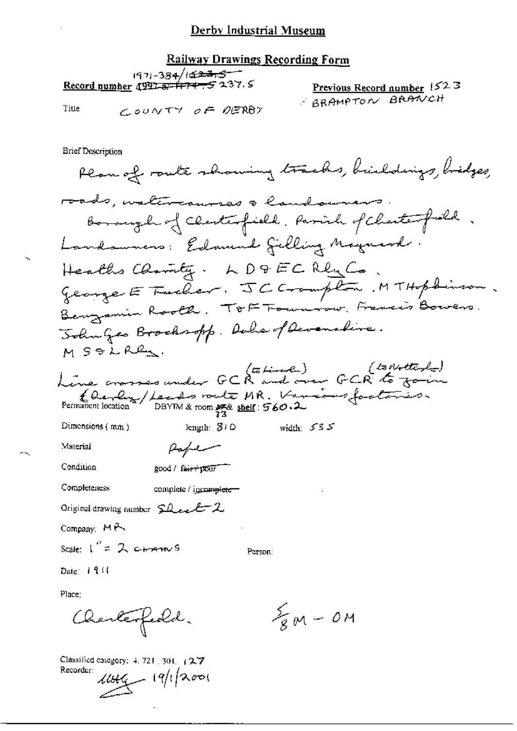# Derby Industrial Museum

## Railway Drawings Recording Form

**Record number** 1971-384/~~1523.5~~ ~~1997-5/1174~~ 5237.5

**Previous Record number** 1523 BRAMPTON BRANCH

Title COUNTY OF DERBY

Brief Description

Plan of route showing tracks, buildings, bridges, roads, watercourses & landowners.
Borough of Chesterfield. Parish of Chesterfield.
Landowners: Edmund Gilling Maynard.
Heaths Charity. LD & EC Rly Co.
George E Fucher. J C Crompton. M T Hopkinson.
Benjamin Rooth. T & F Townrow. Francis Bowers.
John Geo Brocksopp. Duke of Devonshire.
MS & L Rly.
Line crosses under GCR (to Lincoln) and over GCR (to Nottingham) to join Derby/Leeds route MR. Various factories.

Permanent location DBYTM & room ~~15~~ 23 & shelf: 560.2

Dimensions (mm) length: 810 width: 535

Material Paper

Condition good / ~~fair / poor~~

Completeness complete / ~~incomplete~~

Original drawing number Sheet 2

Company: MR

Scale: 1" = 2 chains

Person:

Date: 1911

Place:

Chesterfield. 5/8 M – 0M

Classified category: 4.721.301.127

Recorder: [signature] 19/1/2001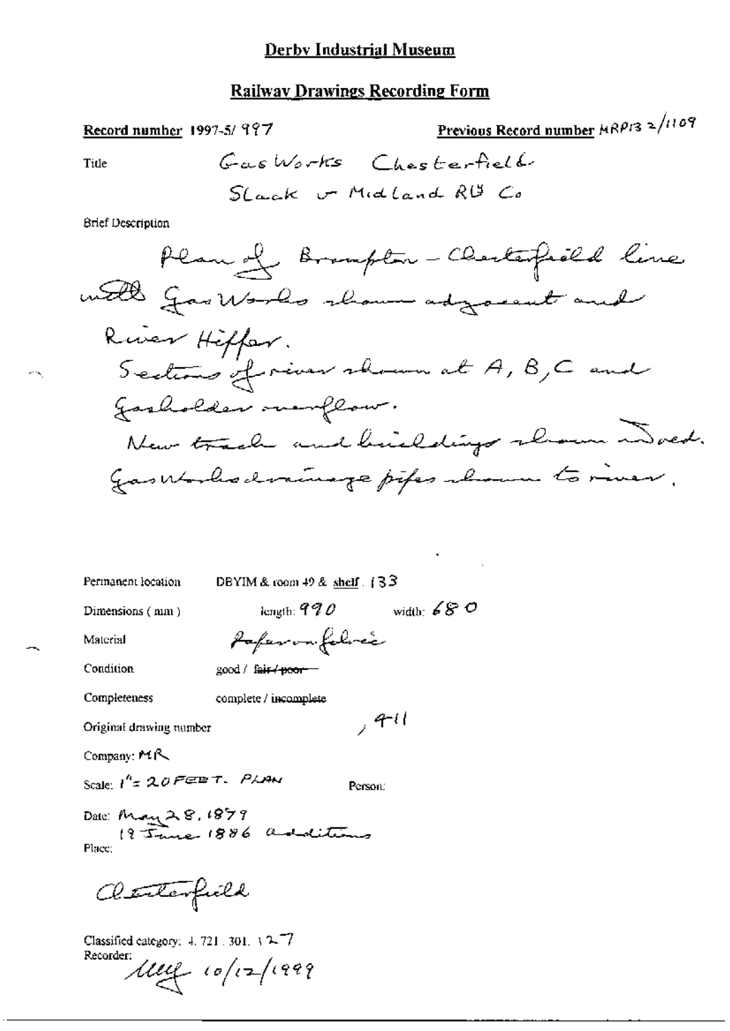# Derby Industrial Museum

## Railway Drawings Recording Form

**Record number** 1997-5/ 997

**Previous Record number** MRP132/1109

Title

Gas Works Chesterfield
Slack v Midland Rly Co

Brief Description

Plan of Brampton - Chesterfield line with Gas Works shown adjacent and River Hipper.
Sections of river shown at A, B, C and Gasholder overflow.
New track and buildings shown in red.
Gas Works drainage pipes shown to river.

Permanent location DBYIM & room 49 & shelf : 133

Dimensions (mm) length: 990 width: 680

Material Paper on fabric

Condition good / ~~fair / poor~~

Completeness complete / incomplete

Original drawing number , 411

Company: MR

Scale: 1" = 20 FEET. PLAN

Person:

Date: May 28, 1879
19 June 1886 additions

Place:

Chesterfield

Classified category: 4. 721. 301. 127

Recorder: MMg 10/12/1999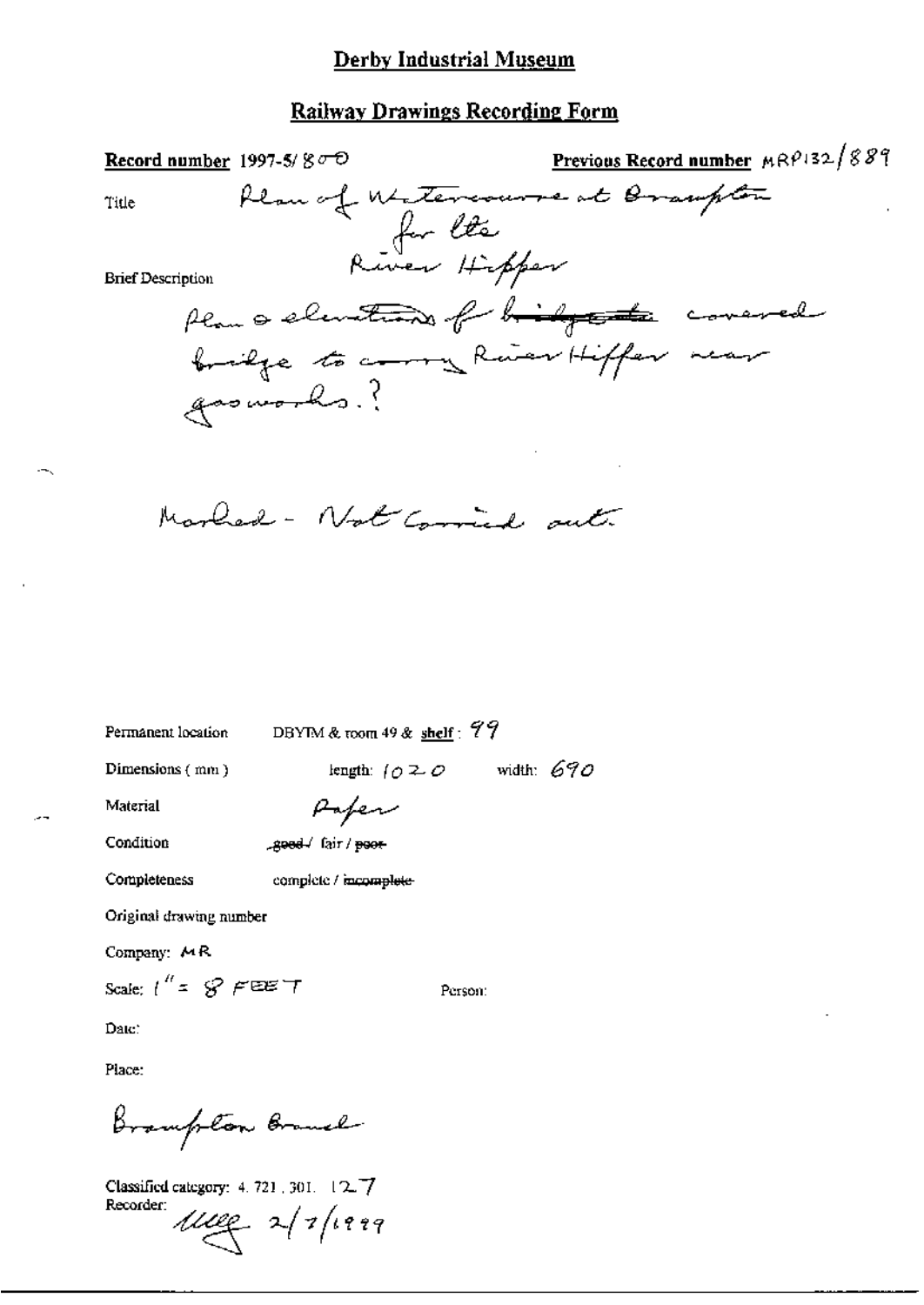# Derby Industrial Museum

## Railway Drawings Recording Form

**Record number** 1997-5/ 800 **Previous Record number** MRP132/889

Title Plan of Watercourse at Brampton for the River Hipper

Brief Description

Plan & elevations for ~~bridge~~ covered bridge to carry River Hipper near gasworks.?

Marked - Not Carried out.

Permanent location DBYIM & room 49 & **shelf**: 99

Dimensions (mm) length: 1020 width: 690

Material Paper

Condition ~~good~~ / fair / ~~poor~~

Completeness complete / ~~incomplete~~

Original drawing number

Company: MR

Scale: 1" = 8 FEET Person:

Date:

Place:

Brampton Branch

Classified category: 4. 721. 301. 127

Recorder: [signature] 2/7/1999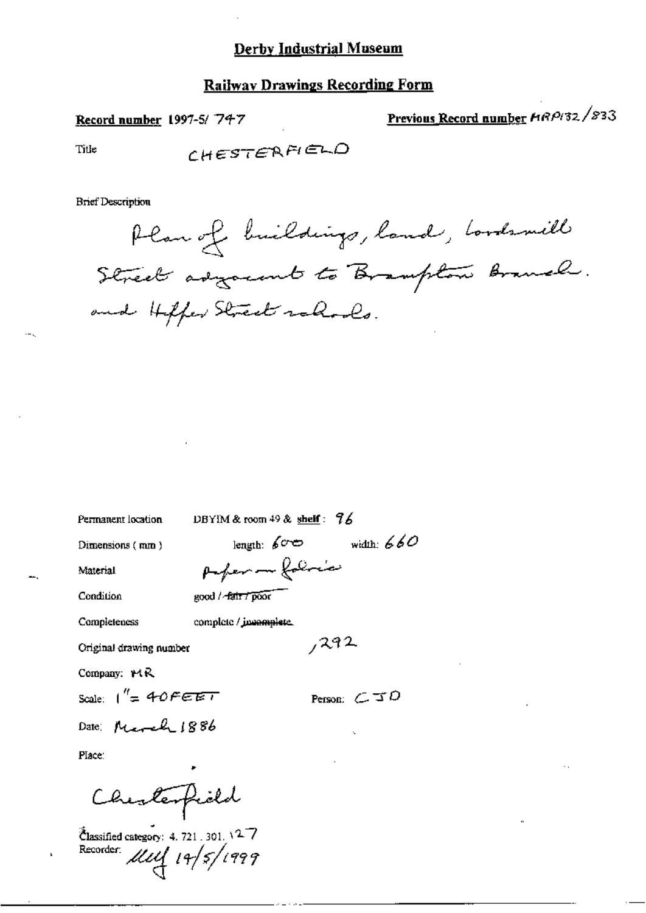# Derby Industrial Museum

## Railway Drawings Recording Form

**Record number** 1997-5/ 747

**Previous Record number** MRP132/833

Title CHESTERFIELD

Brief Description

Plan of buildings, land, Lordsmill Street adjacent to Brampton Branch. and Hipper Street schools.

Permanent location DBYIM & room 49 & **shelf**: 96

Dimensions (mm) length: 600 width: 660

Material Paper on fabric

Condition good / ~~fair / poor~~

Completeness complete / ~~incomplete~~

Original drawing number /292

Company: MR

Scale: 1" = 40FEET

Person: CJD

Date: March 1886

Place:

Chesterfield

Classified category: 4. 721. 301. 127

Recorder: MM 14/5/1999